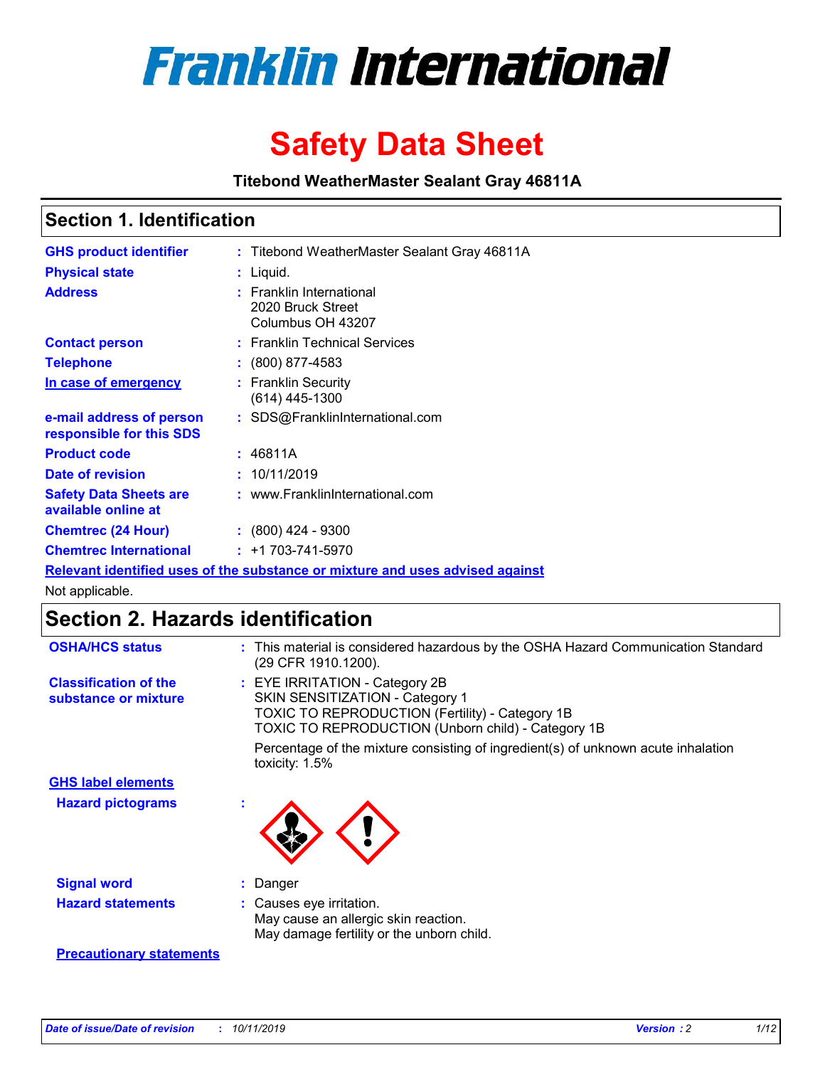# Franklin International

# Safety Data Sheet

**Titebond WeatherMaster Sealant Gray 46811A**

## Section 1. Identification

| | | |
|---|---|---|
| **GHS product identifier** | : | Titebond WeatherMaster Sealant Gray 46811A |
| **Physical state** | : | Liquid. |
| **Address** | : | Franklin International<br>2020 Bruck Street<br>Columbus OH 43207 |
| **Contact person** | : | Franklin Technical Services |
| **Telephone** | : | (800) 877-4583 |
| **In case of emergency** | : | Franklin Security<br>(614) 445-1300 |
| **e-mail address of person responsible for this SDS** | : | SDS@FranklinInternational.com |
| **Product code** | : | 46811A |
| **Date of revision** | : | 10/11/2019 |
| **Safety Data Sheets are available online at** | : | www.FranklinInternational.com |
| **Chemtrec (24 Hour)** | : | (800) 424 - 9300 |
| **Chemtrec International** | : | +1 703-741-5970 |

**Relevant identified uses of the substance or mixture and uses advised against**

Not applicable.

## Section 2. Hazards identification

| | | |
|---|---|---|
| **OSHA/HCS status** | : | This material is considered hazardous by the OSHA Hazard Communication Standard (29 CFR 1910.1200). |
| **Classification of the substance or mixture** | : | EYE IRRITATION - Category 2B<br>SKIN SENSITIZATION - Category 1<br>TOXIC TO REPRODUCTION (Fertility) - Category 1B<br>TOXIC TO REPRODUCTION (Unborn child) - Category 1B<br><br>Percentage of the mixture consisting of ingredient(s) of unknown acute inhalation toxicity: 1.5% |

**GHS label elements**

| | | |
|---|---|---|
| **Hazard pictograms** | : | |
| **Signal word** | : | Danger |
| **Hazard statements** | : | Causes eye irritation.<br>May cause an allergic skin reaction.<br>May damage fertility or the unborn child. |

**Precautionary statements**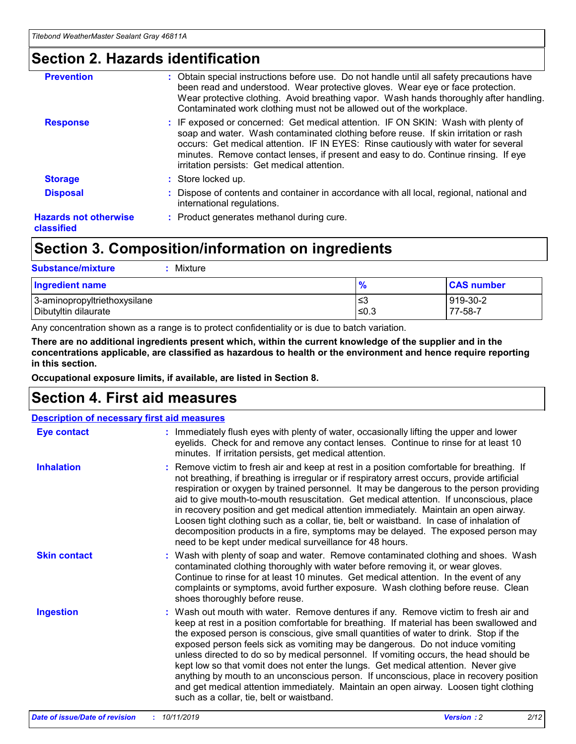## Section 2. Hazards identification

| | |
|---|---|
| **Prevention** | : Obtain special instructions before use. Do not handle until all safety precautions have been read and understood. Wear protective gloves. Wear eye or face protection. Wear protective clothing. Avoid breathing vapor. Wash hands thoroughly after handling. Contaminated work clothing must not be allowed out of the workplace. |
| **Response** | : IF exposed or concerned: Get medical attention. IF ON SKIN: Wash with plenty of soap and water. Wash contaminated clothing before reuse. If skin irritation or rash occurs: Get medical attention. IF IN EYES: Rinse cautiously with water for several minutes. Remove contact lenses, if present and easy to do. Continue rinsing. If eye irritation persists: Get medical attention. |
| **Storage** | : Store locked up. |
| **Disposal** | : Dispose of contents and container in accordance with all local, regional, national and international regulations. |
| **Hazards not otherwise classified** | : Product generates methanol during cure. |

## Section 3. Composition/information on ingredients

**Substance/mixture** : Mixture

| Ingredient name | % | CAS number |
|---|---|---|
| 3-aminopropyltriethoxysilane | ≤3 | 919-30-2 |
| Dibutyltin dilaurate | ≤0.3 | 77-58-7 |

Any concentration shown as a range is to protect confidentiality or is due to batch variation.

**There are no additional ingredients present which, within the current knowledge of the supplier and in the concentrations applicable, are classified as hazardous to health or the environment and hence require reporting in this section.**

**Occupational exposure limits, if available, are listed in Section 8.**

## Section 4. First aid measures

**Description of necessary first aid measures**

| | |
|---|---|
| **Eye contact** | : Immediately flush eyes with plenty of water, occasionally lifting the upper and lower eyelids. Check for and remove any contact lenses. Continue to rinse for at least 10 minutes. If irritation persists, get medical attention. |
| **Inhalation** | : Remove victim to fresh air and keep at rest in a position comfortable for breathing. If not breathing, if breathing is irregular or if respiratory arrest occurs, provide artificial respiration or oxygen by trained personnel. It may be dangerous to the person providing aid to give mouth-to-mouth resuscitation. Get medical attention. If unconscious, place in recovery position and get medical attention immediately. Maintain an open airway. Loosen tight clothing such as a collar, tie, belt or waistband. In case of inhalation of decomposition products in a fire, symptoms may be delayed. The exposed person may need to be kept under medical surveillance for 48 hours. |
| **Skin contact** | : Wash with plenty of soap and water. Remove contaminated clothing and shoes. Wash contaminated clothing thoroughly with water before removing it, or wear gloves. Continue to rinse for at least 10 minutes. Get medical attention. In the event of any complaints or symptoms, avoid further exposure. Wash clothing before reuse. Clean shoes thoroughly before reuse. |
| **Ingestion** | : Wash out mouth with water. Remove dentures if any. Remove victim to fresh air and keep at rest in a position comfortable for breathing. If material has been swallowed and the exposed person is conscious, give small quantities of water to drink. Stop if the exposed person feels sick as vomiting may be dangerous. Do not induce vomiting unless directed to do so by medical personnel. If vomiting occurs, the head should be kept low so that vomit does not enter the lungs. Get medical attention. Never give anything by mouth to an unconscious person. If unconscious, place in recovery position and get medical attention immediately. Maintain an open airway. Loosen tight clothing such as a collar, tie, belt or waistband. |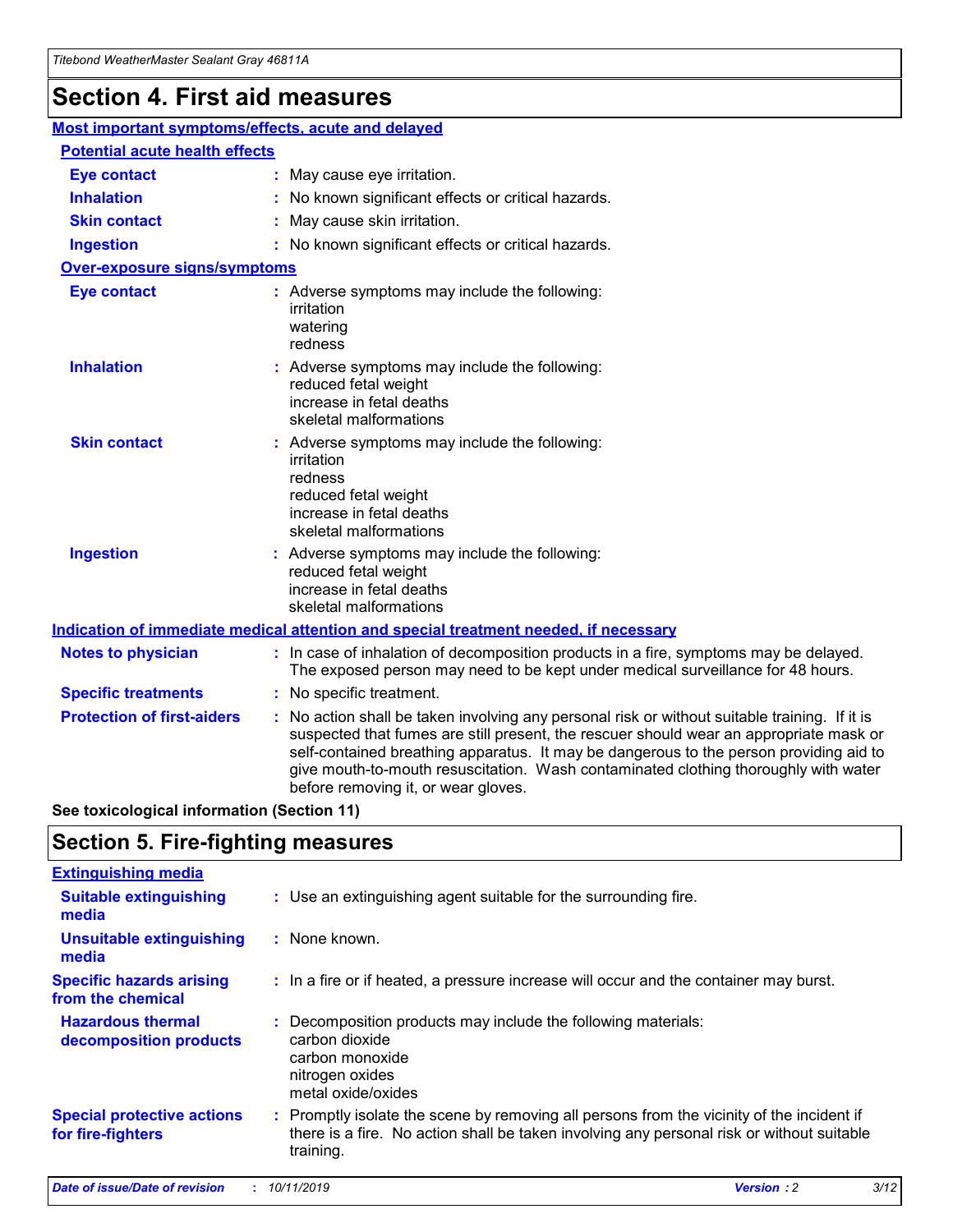# Section 4. First aid measures

## Most important symptoms/effects, acute and delayed

### Potential acute health effects

| | |
|---|---|
| **Eye contact** | May cause eye irritation. |
| **Inhalation** | No known significant effects or critical hazards. |
| **Skin contact** | May cause skin irritation. |
| **Ingestion** | No known significant effects or critical hazards. |

### Over-exposure signs/symptoms

| | |
|---|---|
| **Eye contact** | Adverse symptoms may include the following:<br>irritation<br>watering<br>redness |
| **Inhalation** | Adverse symptoms may include the following:<br>reduced fetal weight<br>increase in fetal deaths<br>skeletal malformations |
| **Skin contact** | Adverse symptoms may include the following:<br>irritation<br>redness<br>reduced fetal weight<br>increase in fetal deaths<br>skeletal malformations |
| **Ingestion** | Adverse symptoms may include the following:<br>reduced fetal weight<br>increase in fetal deaths<br>skeletal malformations |

## Indication of immediate medical attention and special treatment needed, if necessary

| | |
|---|---|
| **Notes to physician** | In case of inhalation of decomposition products in a fire, symptoms may be delayed. The exposed person may need to be kept under medical surveillance for 48 hours. |
| **Specific treatments** | No specific treatment. |
| **Protection of first-aiders** | No action shall be taken involving any personal risk or without suitable training. If it is suspected that fumes are still present, the rescuer should wear an appropriate mask or self-contained breathing apparatus. It may be dangerous to the person providing aid to give mouth-to-mouth resuscitation. Wash contaminated clothing thoroughly with water before removing it, or wear gloves. |

**See toxicological information (Section 11)**

# Section 5. Fire-fighting measures

## Extinguishing media

| | |
|---|---|
| **Suitable extinguishing media** | Use an extinguishing agent suitable for the surrounding fire. |
| **Unsuitable extinguishing media** | None known. |
| **Specific hazards arising from the chemical** | In a fire or if heated, a pressure increase will occur and the container may burst. |
| **Hazardous thermal decomposition products** | Decomposition products may include the following materials:<br>carbon dioxide<br>carbon monoxide<br>nitrogen oxides<br>metal oxide/oxides |
| **Special protective actions for fire-fighters** | Promptly isolate the scene by removing all persons from the vicinity of the incident if there is a fire. No action shall be taken involving any personal risk or without suitable training. |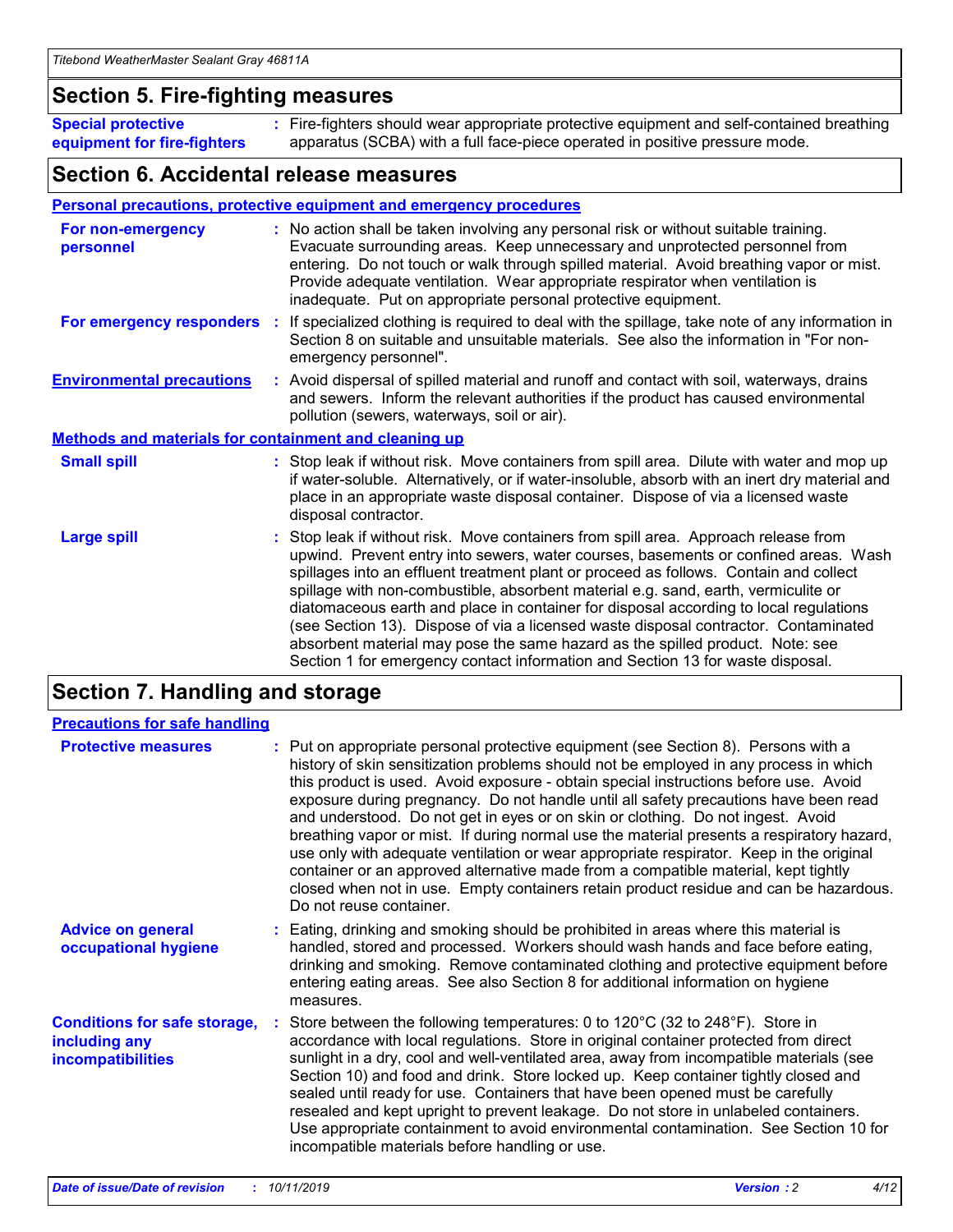## Section 5. Fire-fighting measures

**Special protective equipment for fire-fighters** : Fire-fighters should wear appropriate protective equipment and self-contained breathing apparatus (SCBA) with a full face-piece operated in positive pressure mode.

## Section 6. Accidental release measures

### Personal precautions, protective equipment and emergency procedures

**For non-emergency personnel** : No action shall be taken involving any personal risk or without suitable training. Evacuate surrounding areas. Keep unnecessary and unprotected personnel from entering. Do not touch or walk through spilled material. Avoid breathing vapor or mist. Provide adequate ventilation. Wear appropriate respirator when ventilation is inadequate. Put on appropriate personal protective equipment.

**For emergency responders** : If specialized clothing is required to deal with the spillage, take note of any information in Section 8 on suitable and unsuitable materials. See also the information in "For non-emergency personnel".

**Environmental precautions** : Avoid dispersal of spilled material and runoff and contact with soil, waterways, drains and sewers. Inform the relevant authorities if the product has caused environmental pollution (sewers, waterways, soil or air).

### Methods and materials for containment and cleaning up

**Small spill** : Stop leak if without risk. Move containers from spill area. Dilute with water and mop up if water-soluble. Alternatively, or if water-insoluble, absorb with an inert dry material and place in an appropriate waste disposal container. Dispose of via a licensed waste disposal contractor.

**Large spill** : Stop leak if without risk. Move containers from spill area. Approach release from upwind. Prevent entry into sewers, water courses, basements or confined areas. Wash spillages into an effluent treatment plant or proceed as follows. Contain and collect spillage with non-combustible, absorbent material e.g. sand, earth, vermiculite or diatomaceous earth and place in container for disposal according to local regulations (see Section 13). Dispose of via a licensed waste disposal contractor. Contaminated absorbent material may pose the same hazard as the spilled product. Note: see Section 1 for emergency contact information and Section 13 for waste disposal.

## Section 7. Handling and storage

### Precautions for safe handling

**Protective measures** : Put on appropriate personal protective equipment (see Section 8). Persons with a history of skin sensitization problems should not be employed in any process in which this product is used. Avoid exposure - obtain special instructions before use. Avoid exposure during pregnancy. Do not handle until all safety precautions have been read and understood. Do not get in eyes or on skin or clothing. Do not ingest. Avoid breathing vapor or mist. If during normal use the material presents a respiratory hazard, use only with adequate ventilation or wear appropriate respirator. Keep in the original container or an approved alternative made from a compatible material, kept tightly closed when not in use. Empty containers retain product residue and can be hazardous. Do not reuse container.

**Advice on general occupational hygiene** : Eating, drinking and smoking should be prohibited in areas where this material is handled, stored and processed. Workers should wash hands and face before eating, drinking and smoking. Remove contaminated clothing and protective equipment before entering eating areas. See also Section 8 for additional information on hygiene measures.

**Conditions for safe storage, including any incompatibilities** : Store between the following temperatures: 0 to 120°C (32 to 248°F). Store in accordance with local regulations. Store in original container protected from direct sunlight in a dry, cool and well-ventilated area, away from incompatible materials (see Section 10) and food and drink. Store locked up. Keep container tightly closed and sealed until ready for use. Containers that have been opened must be carefully resealed and kept upright to prevent leakage. Do not store in unlabeled containers. Use appropriate containment to avoid environmental contamination. See Section 10 for incompatible materials before handling or use.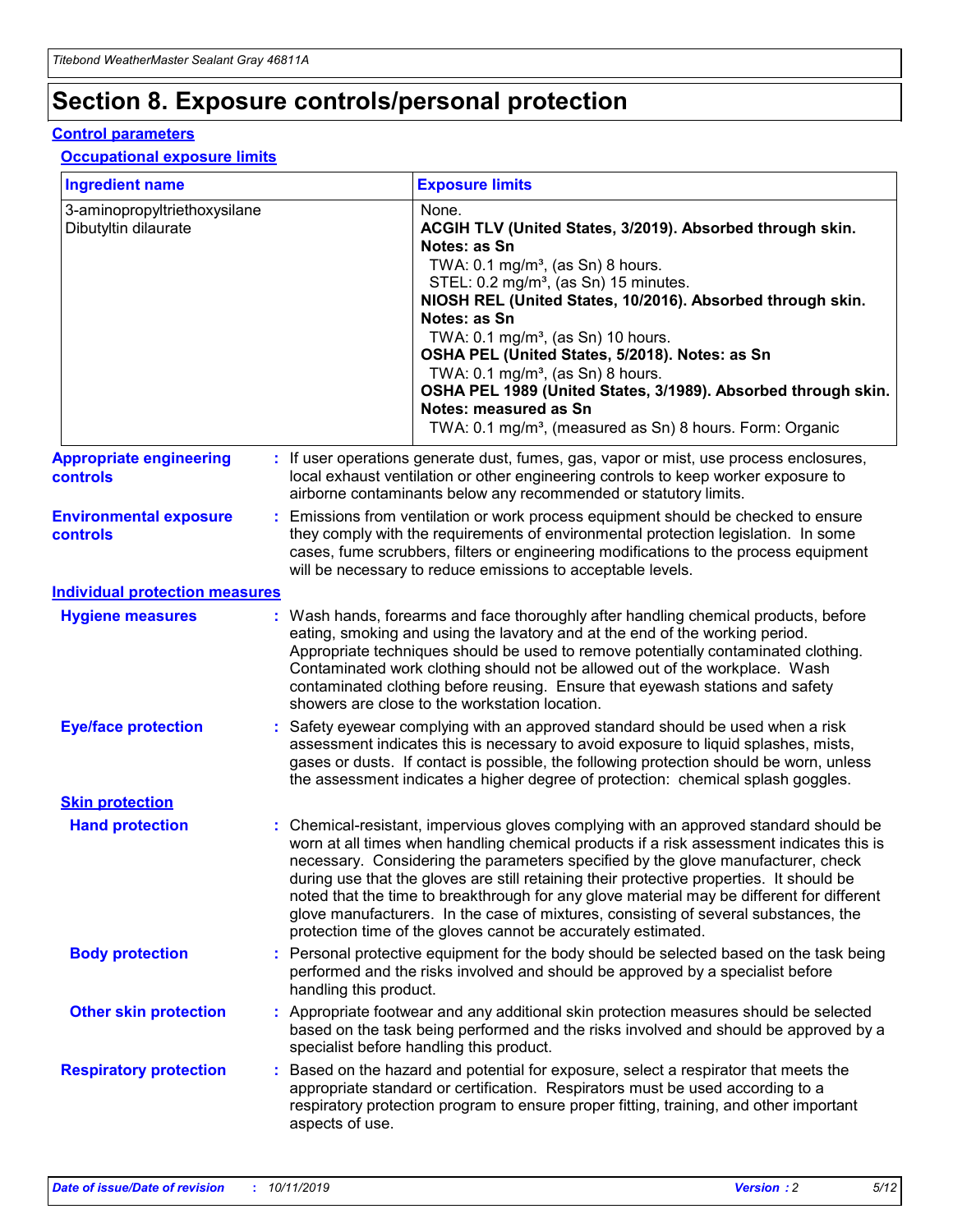# Section 8. Exposure controls/personal protection

## Control parameters

### Occupational exposure limits

| Ingredient name | Exposure limits |
|---|---|
| 3-aminopropyltriethoxysilane<br>Dibutyltin dilaurate | None.<br>**ACGIH TLV (United States, 3/2019). Absorbed through skin. Notes: as Sn**<br>TWA: 0.1 mg/m³, (as Sn) 8 hours.<br>STEL: 0.2 mg/m³, (as Sn) 15 minutes.<br>**NIOSH REL (United States, 10/2016). Absorbed through skin. Notes: as Sn**<br>TWA: 0.1 mg/m³, (as Sn) 10 hours.<br>**OSHA PEL (United States, 5/2018). Notes: as Sn**<br>TWA: 0.1 mg/m³, (as Sn) 8 hours.<br>**OSHA PEL 1989 (United States, 3/1989). Absorbed through skin. Notes: measured as Sn**<br>TWA: 0.1 mg/m³, (measured as Sn) 8 hours. Form: Organic |

**Appropriate engineering controls** : If user operations generate dust, fumes, gas, vapor or mist, use process enclosures, local exhaust ventilation or other engineering controls to keep worker exposure to airborne contaminants below any recommended or statutory limits.

**Environmental exposure controls** : Emissions from ventilation or work process equipment should be checked to ensure they comply with the requirements of environmental protection legislation. In some cases, fume scrubbers, filters or engineering modifications to the process equipment will be necessary to reduce emissions to acceptable levels.

## Individual protection measures

**Hygiene measures** : Wash hands, forearms and face thoroughly after handling chemical products, before eating, smoking and using the lavatory and at the end of the working period. Appropriate techniques should be used to remove potentially contaminated clothing. Contaminated work clothing should not be allowed out of the workplace. Wash contaminated clothing before reusing. Ensure that eyewash stations and safety showers are close to the workstation location.

**Eye/face protection** : Safety eyewear complying with an approved standard should be used when a risk assessment indicates this is necessary to avoid exposure to liquid splashes, mists, gases or dusts. If contact is possible, the following protection should be worn, unless the assessment indicates a higher degree of protection: chemical splash goggles.

### Skin protection

**Hand protection** : Chemical-resistant, impervious gloves complying with an approved standard should be worn at all times when handling chemical products if a risk assessment indicates this is necessary. Considering the parameters specified by the glove manufacturer, check during use that the gloves are still retaining their protective properties. It should be noted that the time to breakthrough for any glove material may be different for different glove manufacturers. In the case of mixtures, consisting of several substances, the protection time of the gloves cannot be accurately estimated.

**Body protection** : Personal protective equipment for the body should be selected based on the task being performed and the risks involved and should be approved by a specialist before handling this product.

**Other skin protection** : Appropriate footwear and any additional skin protection measures should be selected based on the task being performed and the risks involved and should be approved by a specialist before handling this product.

**Respiratory protection** : Based on the hazard and potential for exposure, select a respirator that meets the appropriate standard or certification. Respirators must be used according to a respiratory protection program to ensure proper fitting, training, and other important aspects of use.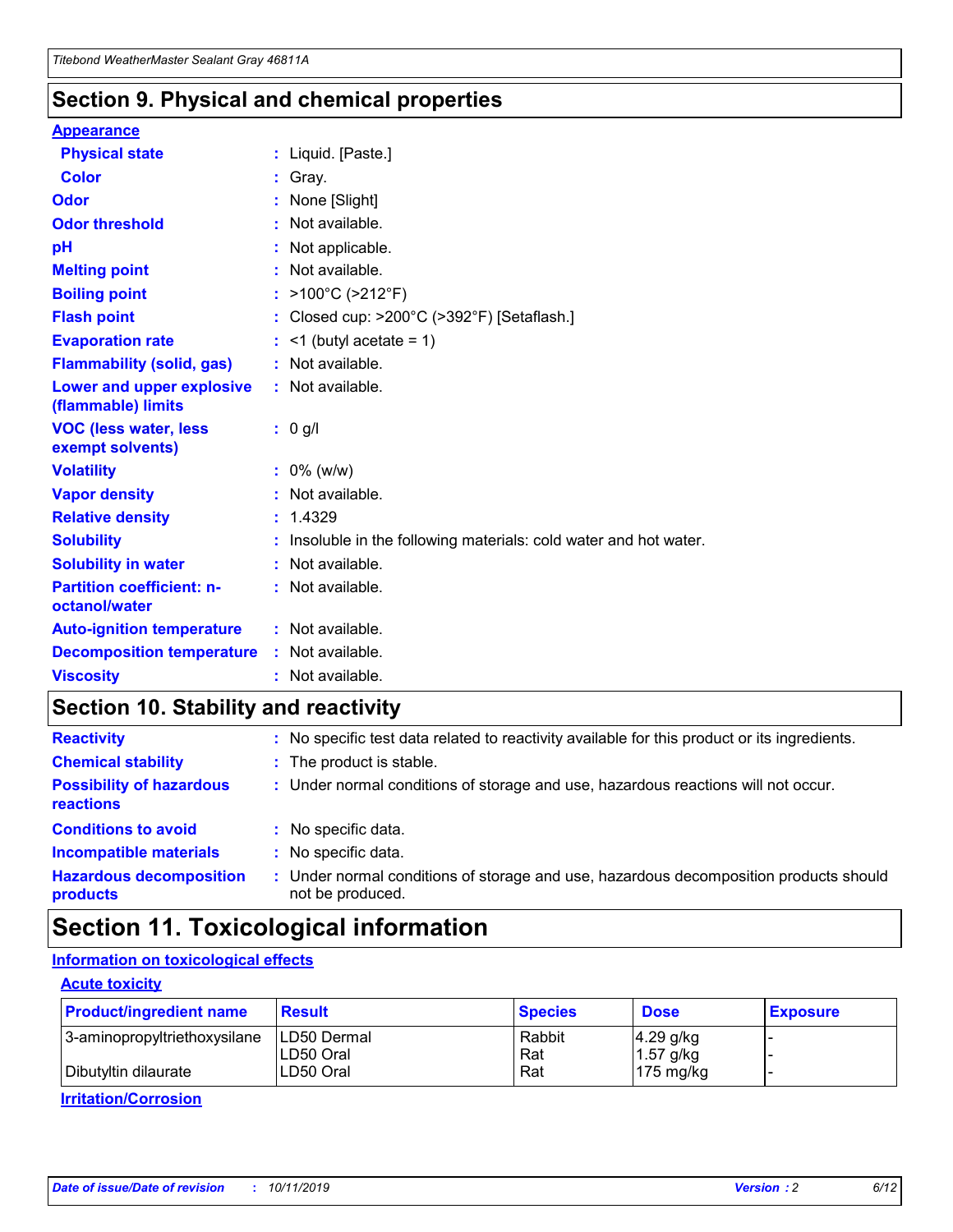## Section 9. Physical and chemical properties

**Appearance**

| | |
|---|---|
| **Physical state** | : Liquid. [Paste.] |
| **Color** | : Gray. |
| **Odor** | : None [Slight] |
| **Odor threshold** | : Not available. |
| **pH** | : Not applicable. |
| **Melting point** | : Not available. |
| **Boiling point** | : >100°C (>212°F) |
| **Flash point** | : Closed cup: >200°C (>392°F) [Setaflash.] |
| **Evaporation rate** | : <1 (butyl acetate = 1) |
| **Flammability (solid, gas)** | : Not available. |
| **Lower and upper explosive (flammable) limits** | : Not available. |
| **VOC (less water, less exempt solvents)** | : 0 g/l |
| **Volatility** | : 0% (w/w) |
| **Vapor density** | : Not available. |
| **Relative density** | : 1.4329 |
| **Solubility** | : Insoluble in the following materials: cold water and hot water. |
| **Solubility in water** | : Not available. |
| **Partition coefficient: n-octanol/water** | : Not available. |
| **Auto-ignition temperature** | : Not available. |
| **Decomposition temperature** | : Not available. |
| **Viscosity** | : Not available. |

## Section 10. Stability and reactivity

| | |
|---|---|
| **Reactivity** | : No specific test data related to reactivity available for this product or its ingredients. |
| **Chemical stability** | : The product is stable. |
| **Possibility of hazardous reactions** | : Under normal conditions of storage and use, hazardous reactions will not occur. |
| **Conditions to avoid** | : No specific data. |
| **Incompatible materials** | : No specific data. |
| **Hazardous decomposition products** | : Under normal conditions of storage and use, hazardous decomposition products should not be produced. |

## Section 11. Toxicological information

**Information on toxicological effects**

**Acute toxicity**

| Product/ingredient name | Result | Species | Dose | Exposure |
|---|---|---|---|---|
| 3-aminopropyltriethoxysilane | LD50 Dermal | Rabbit | 4.29 g/kg | - |
| | LD50 Oral | Rat | 1.57 g/kg | - |
| Dibutyltin dilaurate | LD50 Oral | Rat | 175 mg/kg | - |

**Irritation/Corrosion**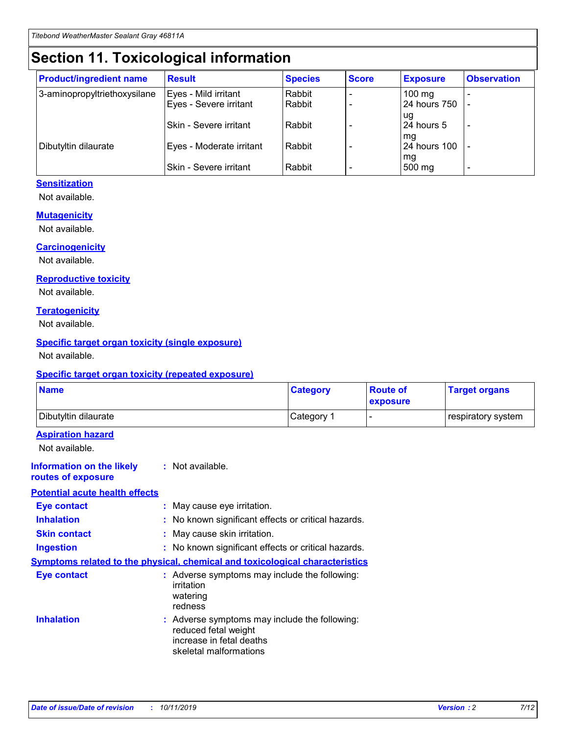# Section 11. Toxicological information

| Product/ingredient name | Result | Species | Score | Exposure | Observation |
|---|---|---|---|---|---|
| 3-aminopropyltriethoxysilane | Eyes - Mild irritant | Rabbit | - | 100 mg | - |
| | Eyes - Severe irritant | Rabbit | - | 24 hours 750 ug | - |
| | Skin - Severe irritant | Rabbit | - | 24 hours 5 mg | - |
| Dibutyltin dilaurate | Eyes - Moderate irritant | Rabbit | - | 24 hours 100 mg | - |
| | Skin - Severe irritant | Rabbit | - | 500 mg | - |

### Sensitization

Not available.

### Mutagenicity

Not available.

### Carcinogenicity

Not available.

### Reproductive toxicity

Not available.

### Teratogenicity

Not available.

### Specific target organ toxicity (single exposure)

Not available.

### Specific target organ toxicity (repeated exposure)

| Name | Category | Route of exposure | Target organs |
|---|---|---|---|
| Dibutyltin dilaurate | Category 1 | - | respiratory system |

### Aspiration hazard

Not available.

**Information on the likely routes of exposure** : Not available.

### Potential acute health effects

**Eye contact** : May cause eye irritation.

**Inhalation** : No known significant effects or critical hazards.

**Skin contact** : May cause skin irritation.

**Ingestion** : No known significant effects or critical hazards.

### Symptoms related to the physical, chemical and toxicological characteristics

**Eye contact** : Adverse symptoms may include the following:
irritation
watering
redness

**Inhalation** : Adverse symptoms may include the following:
reduced fetal weight
increase in fetal deaths
skeletal malformations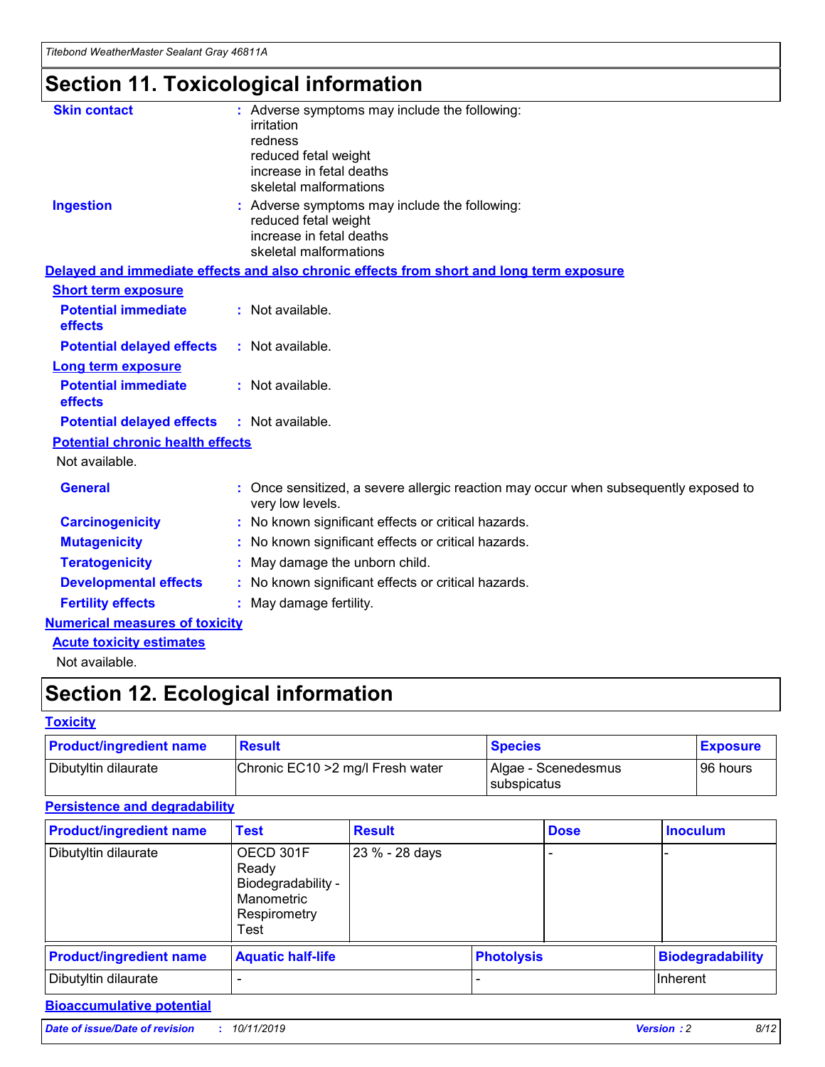# Section 11. Toxicological information

**Skin contact** : Adverse symptoms may include the following:
irritation
redness
reduced fetal weight
increase in fetal deaths
skeletal malformations

**Ingestion** : Adverse symptoms may include the following:
reduced fetal weight
increase in fetal deaths
skeletal malformations

## Delayed and immediate effects and also chronic effects from short and long term exposure

### Short term exposure

**Potential immediate effects** : Not available.

**Potential delayed effects** : Not available.

### Long term exposure

**Potential immediate effects** : Not available.

**Potential delayed effects** : Not available.

### Potential chronic health effects

Not available.

**General** : Once sensitized, a severe allergic reaction may occur when subsequently exposed to very low levels.

**Carcinogenicity** : No known significant effects or critical hazards.

**Mutagenicity** : No known significant effects or critical hazards.

**Teratogenicity** : May damage the unborn child.

**Developmental effects** : No known significant effects or critical hazards.

**Fertility effects** : May damage fertility.

## Numerical measures of toxicity

### Acute toxicity estimates

Not available.

# Section 12. Ecological information

## Toxicity

| Product/ingredient name | Result | Species | Exposure |
|---|---|---|---|
| Dibutyltin dilaurate | Chronic EC10 >2 mg/l Fresh water | Algae - Scenedesmus subspicatus | 96 hours |

## Persistence and degradability

| Product/ingredient name | Test | Result | Dose | Inoculum |
|---|---|---|---|---|
| Dibutyltin dilaurate | OECD 301F Ready Biodegradability - Manometric Respirometry Test | 23 % - 28 days | - | - |

| Product/ingredient name | Aquatic half-life | Photolysis | Biodegradability |
|---|---|---|---|
| Dibutyltin dilaurate | - | - | Inherent |

## Bioaccumulative potential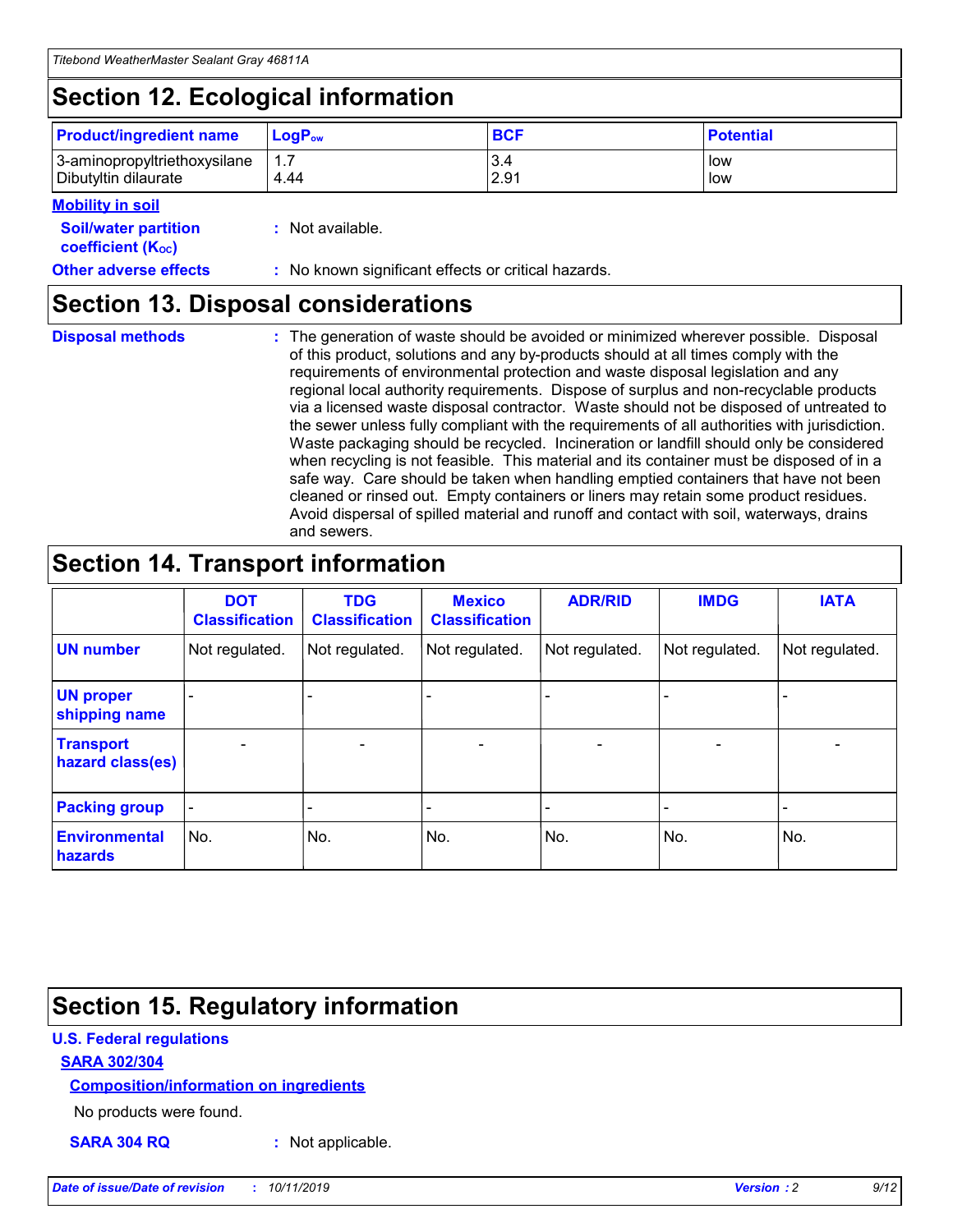## Section 12. Ecological information

| Product/ingredient name | $LogP_{ow}$ | BCF | Potential |
|---|---|---|---|
| 3-aminopropyltriethoxysilane | 1.7 | 3.4 | low |
| Dibutyltin dilaurate | 4.44 | 2.91 | low |

**Mobility in soil**

**Soil/water partition coefficient ($K_{OC}$)** : Not available.

**Other adverse effects** : No known significant effects or critical hazards.

## Section 13. Disposal considerations

**Disposal methods** : The generation of waste should be avoided or minimized wherever possible. Disposal of this product, solutions and any by-products should at all times comply with the requirements of environmental protection and waste disposal legislation and any regional local authority requirements. Dispose of surplus and non-recyclable products via a licensed waste disposal contractor. Waste should not be disposed of untreated to the sewer unless fully compliant with the requirements of all authorities with jurisdiction. Waste packaging should be recycled. Incineration or landfill should only be considered when recycling is not feasible. This material and its container must be disposed of in a safe way. Care should be taken when handling emptied containers that have not been cleaned or rinsed out. Empty containers or liners may retain some product residues. Avoid dispersal of spilled material and runoff and contact with soil, waterways, drains and sewers.

## Section 14. Transport information

| | DOT Classification | TDG Classification | Mexico Classification | ADR/RID | IMDG | IATA |
|---|---|---|---|---|---|---|
| UN number | Not regulated. | Not regulated. | Not regulated. | Not regulated. | Not regulated. | Not regulated. |
| UN proper shipping name | - | - | - | - | - | - |
| Transport hazard class(es) | - | - | - | - | - | - |
| Packing group | - | - | - | - | - | - |
| Environmental hazards | No. | No. | No. | No. | No. | No. |

## Section 15. Regulatory information

**U.S. Federal regulations**

**SARA 302/304**

**Composition/information on ingredients**

No products were found.

**SARA 304 RQ** : Not applicable.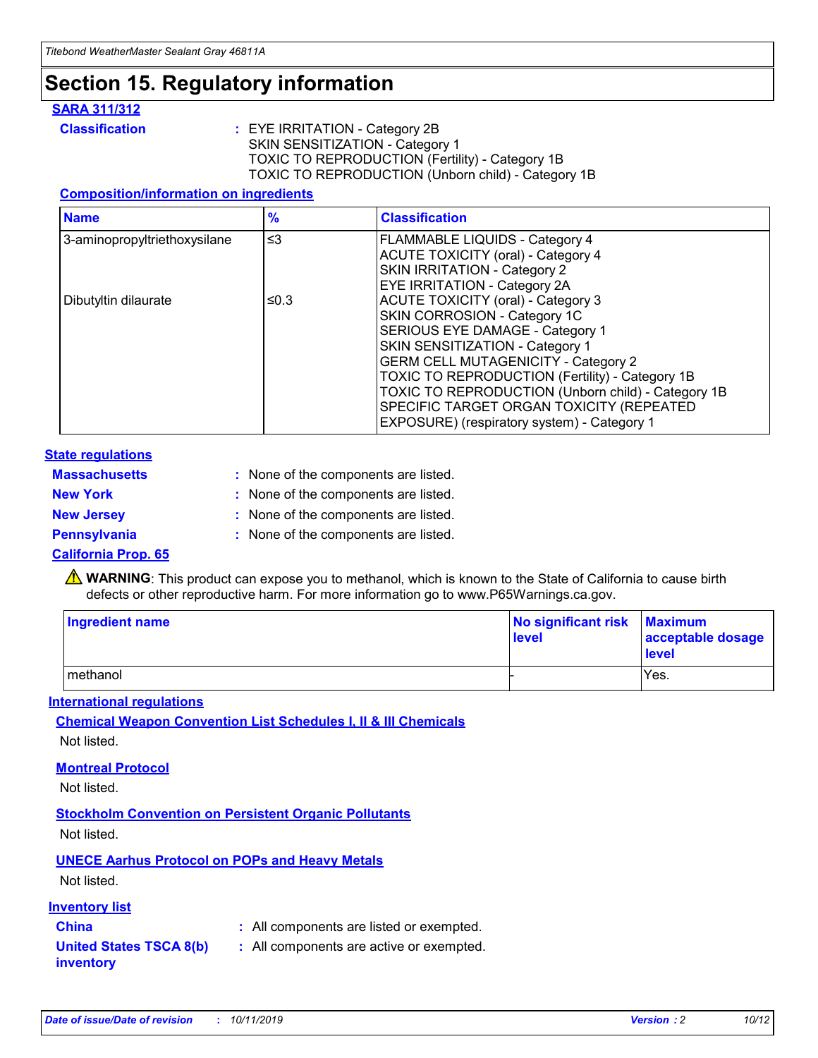# Section 15. Regulatory information

**SARA 311/312**

**Classification** : EYE IRRITATION - Category 2B
SKIN SENSITIZATION - Category 1
TOXIC TO REPRODUCTION (Fertility) - Category 1B
TOXIC TO REPRODUCTION (Unborn child) - Category 1B

**Composition/information on ingredients**

| Name | % | Classification |
|---|---|---|
| 3-aminopropyltriethoxysilane | ≤3 | FLAMMABLE LIQUIDS - Category 4<br>ACUTE TOXICITY (oral) - Category 4<br>SKIN IRRITATION - Category 2<br>EYE IRRITATION - Category 2A |
| Dibutyltin dilaurate | ≤0.3 | ACUTE TOXICITY (oral) - Category 3<br>SKIN CORROSION - Category 1C<br>SERIOUS EYE DAMAGE - Category 1<br>SKIN SENSITIZATION - Category 1<br>GERM CELL MUTAGENICITY - Category 2<br>TOXIC TO REPRODUCTION (Fertility) - Category 1B<br>TOXIC TO REPRODUCTION (Unborn child) - Category 1B<br>SPECIFIC TARGET ORGAN TOXICITY (REPEATED EXPOSURE) (respiratory system) - Category 1 |

**State regulations**

**Massachusetts** : None of the components are listed.

**New York** : None of the components are listed.

**New Jersey** : None of the components are listed.

**Pennsylvania** : None of the components are listed.

**California Prop. 65**

⚠ **WARNING**: This product can expose you to methanol, which is known to the State of California to cause birth defects or other reproductive harm. For more information go to www.P65Warnings.ca.gov.

| Ingredient name | No significant risk level | Maximum acceptable dosage level |
|---|---|---|
| methanol | - | Yes. |

**International regulations**

**Chemical Weapon Convention List Schedules I, II & III Chemicals**

Not listed.

**Montreal Protocol**

Not listed.

**Stockholm Convention on Persistent Organic Pollutants**

Not listed.

**UNECE Aarhus Protocol on POPs and Heavy Metals**

Not listed.

**Inventory list**

**China** : All components are listed or exempted.

**United States TSCA 8(b) inventory** : All components are active or exempted.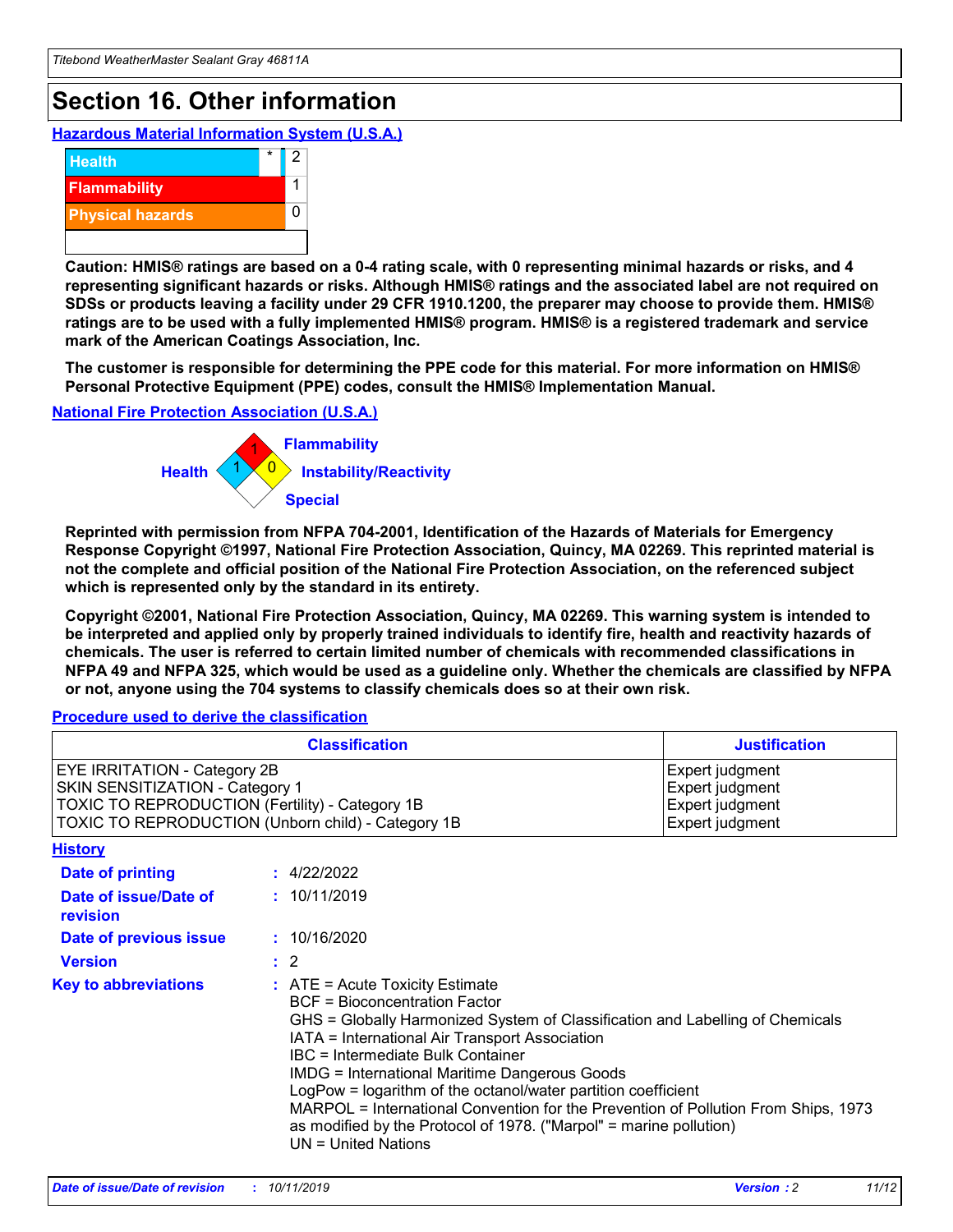# Section 16. Other information

**Hazardous Material Information System (U.S.A.)**

| | | |
|---|---|---|
| Health | * | 2 |
| Flammability | | 1 |
| Physical hazards | | 0 |

**Caution: HMIS® ratings are based on a 0-4 rating scale, with 0 representing minimal hazards or risks, and 4 representing significant hazards or risks. Although HMIS® ratings and the associated label are not required on SDSs or products leaving a facility under 29 CFR 1910.1200, the preparer may choose to provide them. HMIS® ratings are to be used with a fully implemented HMIS® program. HMIS® is a registered trademark and service mark of the American Coatings Association, Inc.**

**The customer is responsible for determining the PPE code for this material. For more information on HMIS® Personal Protective Equipment (PPE) codes, consult the HMIS® Implementation Manual.**

**National Fire Protection Association (U.S.A.)**

Health: 1
Flammability: 1
Instability/Reactivity: 0
Special:

**Reprinted with permission from NFPA 704-2001, Identification of the Hazards of Materials for Emergency Response Copyright ©1997, National Fire Protection Association, Quincy, MA 02269. This reprinted material is not the complete and official position of the National Fire Protection Association, on the referenced subject which is represented only by the standard in its entirety.**

**Copyright ©2001, National Fire Protection Association, Quincy, MA 02269. This warning system is intended to be interpreted and applied only by properly trained individuals to identify fire, health and reactivity hazards of chemicals. The user is referred to certain limited number of chemicals with recommended classifications in NFPA 49 and NFPA 325, which would be used as a guideline only. Whether the chemicals are classified by NFPA or not, anyone using the 704 systems to classify chemicals does so at their own risk.**

**Procedure used to derive the classification**

| Classification | Justification |
|---|---|
| EYE IRRITATION - Category 2B | Expert judgment |
| SKIN SENSITIZATION - Category 1 | Expert judgment |
| TOXIC TO REPRODUCTION (Fertility) - Category 1B | Expert judgment |
| TOXIC TO REPRODUCTION (Unborn child) - Category 1B | Expert judgment |

**History**

**Date of printing** : 4/22/2022

**Date of issue/Date of revision** : 10/11/2019

**Date of previous issue** : 10/16/2020

**Version** : 2

**Key to abbreviations** :
ATE = Acute Toxicity Estimate
BCF = Bioconcentration Factor
GHS = Globally Harmonized System of Classification and Labelling of Chemicals
IATA = International Air Transport Association
IBC = Intermediate Bulk Container
IMDG = International Maritime Dangerous Goods
LogPow = logarithm of the octanol/water partition coefficient
MARPOL = International Convention for the Prevention of Pollution From Ships, 1973 as modified by the Protocol of 1978. ("Marpol" = marine pollution)
UN = United Nations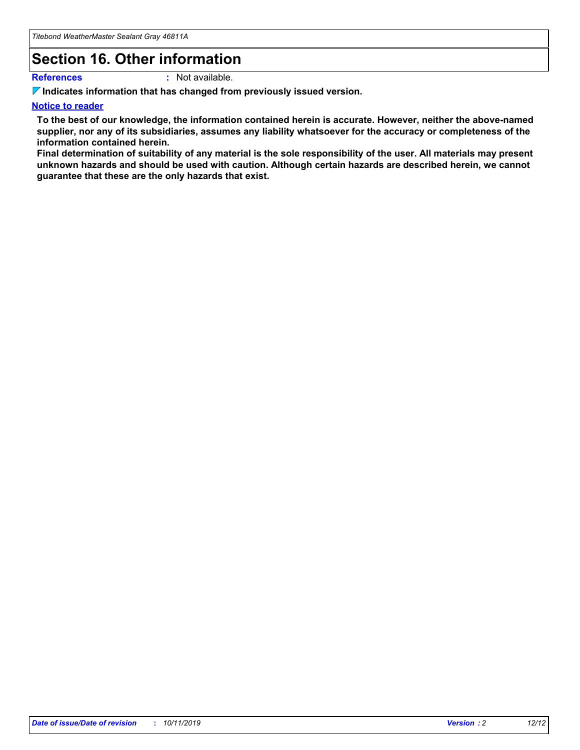# Section 16. Other information

**References** : Not available.

**Indicates information that has changed from previously issued version.**

**Notice to reader**

**To the best of our knowledge, the information contained herein is accurate. However, neither the above-named supplier, nor any of its subsidiaries, assumes any liability whatsoever for the accuracy or completeness of the information contained herein.**

**Final determination of suitability of any material is the sole responsibility of the user. All materials may present unknown hazards and should be used with caution. Although certain hazards are described herein, we cannot guarantee that these are the only hazards that exist.**